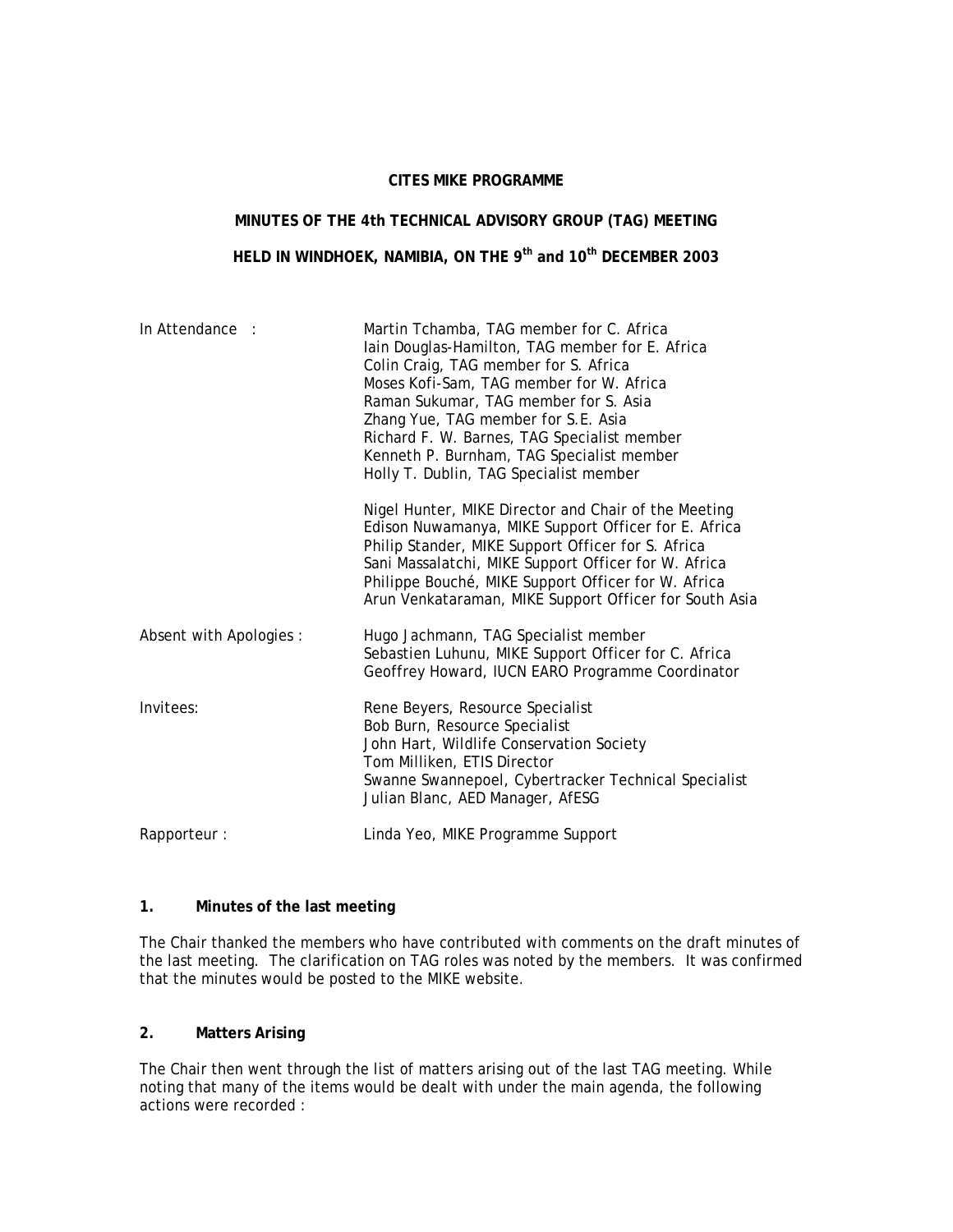**CITES MIKE PROGRAMME**

**MINUTES OF THE 4th TECHNICAL ADVISORY GROUP (TAG) MEETING**

**HELD IN WINDHOEK, NAMIBIA, ON THE 9th and 10th DECEMBER 2003**

| | |
|---|---|
| In Attendance : | Martin Tchamba, TAG member for C. Africa<br>Iain Douglas-Hamilton, TAG member for E. Africa<br>Colin Craig, TAG member for S. Africa<br>Moses Kofi-Sam, TAG member for W. Africa<br>Raman Sukumar, TAG member for S. Asia<br>Zhang Yue, TAG member for S.E. Asia<br>Richard F. W. Barnes, TAG Specialist member<br>Kenneth P. Burnham, TAG Specialist member<br>Holly T. Dublin, TAG Specialist member |
| | Nigel Hunter, MIKE Director and Chair of the Meeting<br>Edison Nuwamanya, MIKE Support Officer for E. Africa<br>Philip Stander, MIKE Support Officer for S. Africa<br>Sani Massalatchi, MIKE Support Officer for W. Africa<br>Philippe Bouché, MIKE Support Officer for W. Africa<br>Arun Venkataraman, MIKE Support Officer for South Asia |
| Absent with Apologies : | Hugo Jachmann, TAG Specialist member<br>Sebastien Luhunu, MIKE Support Officer for C. Africa<br>Geoffrey Howard, IUCN EARO Programme Coordinator |
| Invitees: | Rene Beyers, Resource Specialist<br>Bob Burn, Resource Specialist<br>John Hart, Wildlife Conservation Society<br>Tom Milliken, ETIS Director<br>Swanne Swannepoel, Cybertracker Technical Specialist<br>Julian Blanc, AED Manager, AfESG |
| Rapporteur : | Linda Yeo, MIKE Programme Support |

## 1. Minutes of the last meeting

The Chair thanked the members who have contributed with comments on the draft minutes of the last meeting. The clarification on TAG roles was noted by the members. It was confirmed that the minutes would be posted to the MIKE website.

## 2. Matters Arising

The Chair then went through the list of matters arising out of the last TAG meeting. While noting that many of the items would be dealt with under the main agenda, the following actions were recorded :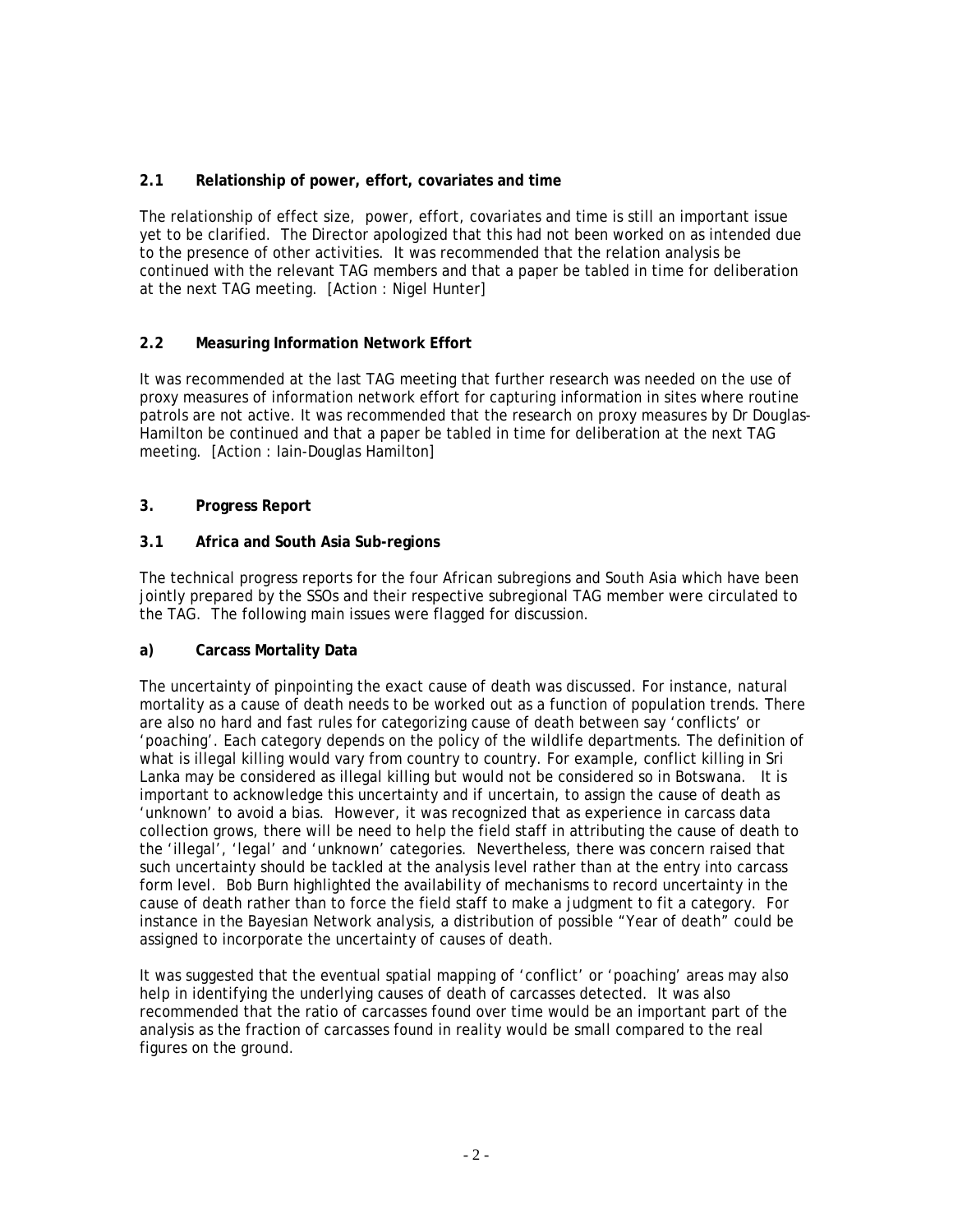### 2.1 Relationship of power, effort, covariates and time

The relationship of effect size, power, effort, covariates and time is still an important issue yet to be clarified. The Director apologized that this had not been worked on as intended due to the presence of other activities. It was recommended that the relation analysis be continued with the relevant TAG members and that a paper be tabled in time for deliberation at the next TAG meeting. [Action : Nigel Hunter]

### 2.2 Measuring Information Network Effort

It was recommended at the last TAG meeting that further research was needed on the use of proxy measures of information network effort for capturing information in sites where routine patrols are not active. It was recommended that the research on proxy measures by Dr Douglas-Hamilton be continued and that a paper be tabled in time for deliberation at the next TAG meeting. [Action : Iain-Douglas Hamilton]

## 3. Progress Report

### 3.1 Africa and South Asia Sub-regions

The technical progress reports for the four African subregions and South Asia which have been jointly prepared by the SSOs and their respective subregional TAG member were circulated to the TAG. The following main issues were flagged for discussion.

#### a) Carcass Mortality Data

The uncertainty of pinpointing the exact cause of death was discussed. For instance, natural mortality as a cause of death needs to be worked out as a function of population trends. There are also no hard and fast rules for categorizing cause of death between say 'conflicts' or 'poaching'. Each category depends on the policy of the wildlife departments. The definition of what is illegal killing would vary from country to country. For example, conflict killing in Sri Lanka may be considered as illegal killing but would not be considered so in Botswana. It is important to acknowledge this uncertainty and if uncertain, to assign the cause of death as 'unknown' to avoid a bias. However, it was recognized that as experience in carcass data collection grows, there will be need to help the field staff in attributing the cause of death to the 'illegal', 'legal' and 'unknown' categories. Nevertheless, there was concern raised that such uncertainty should be tackled at the analysis level rather than at the entry into carcass form level. Bob Burn highlighted the availability of mechanisms to record uncertainty in the cause of death rather than to force the field staff to make a judgment to fit a category. For instance in the Bayesian Network analysis, a distribution of possible "Year of death" could be assigned to incorporate the uncertainty of causes of death.

It was suggested that the eventual spatial mapping of 'conflict' or 'poaching' areas may also help in identifying the underlying causes of death of carcasses detected. It was also recommended that the ratio of carcasses found over time would be an important part of the analysis as the fraction of carcasses found in reality would be small compared to the real figures on the ground.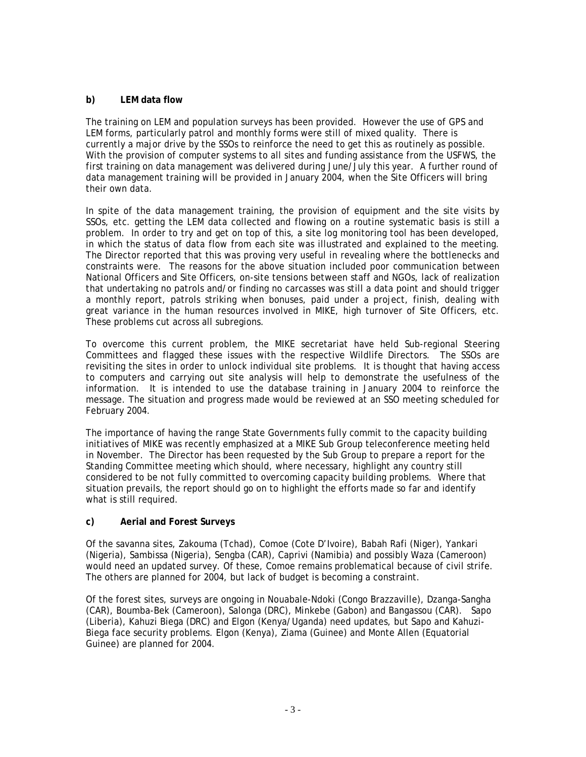**b) LEM data flow**

The training on LEM and population surveys has been provided. However the use of GPS and LEM forms, particularly patrol and monthly forms were still of mixed quality. There is currently a major drive by the SSOs to reinforce the need to get this as routinely as possible. With the provision of computer systems to all sites and funding assistance from the USFWS, the first training on data management was delivered during June/July this year. A further round of data management training will be provided in January 2004, when the Site Officers will bring their own data.

In spite of the data management training, the provision of equipment and the site visits by SSOs, etc. getting the LEM data collected and flowing on a routine systematic basis is still a problem. In order to try and get on top of this, a site log monitoring tool has been developed, in which the status of data flow from each site was illustrated and explained to the meeting. The Director reported that this was proving very useful in revealing where the bottlenecks and constraints were. The reasons for the above situation included poor communication between National Officers and Site Officers, on-site tensions between staff and NGOs, lack of realization that undertaking no patrols and/or finding no carcasses was still a data point and should trigger a monthly report, patrols striking when bonuses, paid under a project, finish, dealing with great variance in the human resources involved in MIKE, high turnover of Site Officers, etc. These problems cut across all subregions.

To overcome this current problem, the MIKE secretariat have held Sub-regional Steering Committees and flagged these issues with the respective Wildlife Directors. The SSOs are revisiting the sites in order to unlock individual site problems. It is thought that having access to computers and carrying out site analysis will help to demonstrate the usefulness of the information. It is intended to use the database training in January 2004 to reinforce the message. The situation and progress made would be reviewed at an SSO meeting scheduled for February 2004.

The importance of having the range State Governments fully commit to the capacity building initiatives of MIKE was recently emphasized at a MIKE Sub Group teleconference meeting held in November. The Director has been requested by the Sub Group to prepare a report for the Standing Committee meeting which should, where necessary, highlight any country still considered to be not fully committed to overcoming capacity building problems. Where that situation prevails, the report should go on to highlight the efforts made so far and identify what is still required.

**c) Aerial and Forest Surveys**

Of the savanna sites, Zakouma (Tchad), Comoe (Cote D'Ivoire), Babah Rafi (Niger), Yankari (Nigeria), Sambissa (Nigeria), Sengba (CAR), Caprivi (Namibia) and possibly Waza (Cameroon) would need an updated survey. Of these, Comoe remains problematical because of civil strife. The others are planned for 2004, but lack of budget is becoming a constraint.

Of the forest sites, surveys are ongoing in Nouabale-Ndoki (Congo Brazzaville), Dzanga-Sangha (CAR), Boumba-Bek (Cameroon), Salonga (DRC), Minkebe (Gabon) and Bangassou (CAR). Sapo (Liberia), Kahuzi Biega (DRC) and Elgon (Kenya/Uganda) need updates, but Sapo and Kahuzi-Biega face security problems. Elgon (Kenya), Ziama (Guinee) and Monte Allen (Equatorial Guinee) are planned for 2004.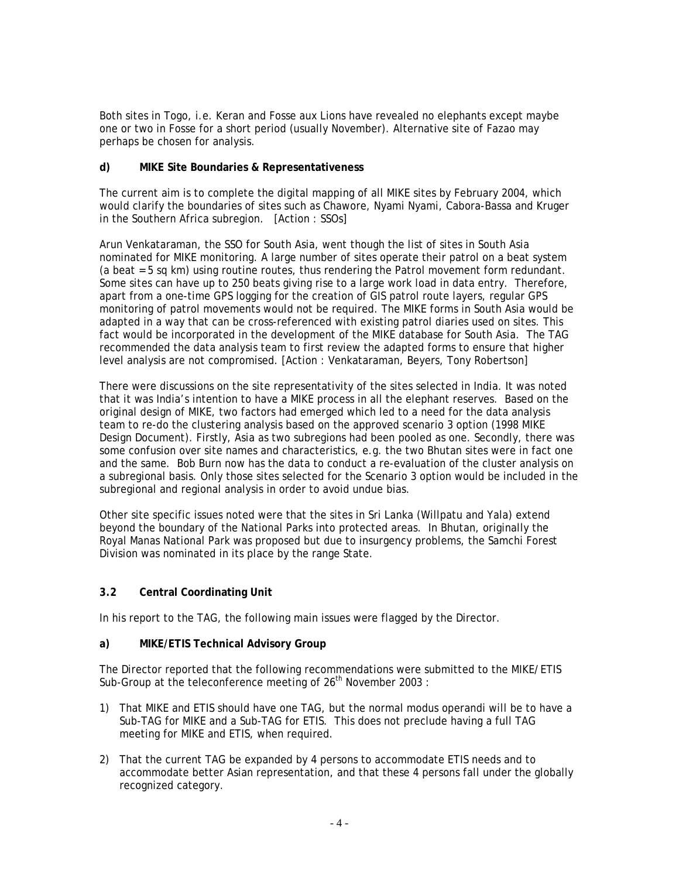Both sites in Togo, i.e. Keran and Fosse aux Lions have revealed no elephants except maybe one or two in Fosse for a short period (usually November). Alternative site of Fazao may perhaps be chosen for analysis.

**d) MIKE Site Boundaries & Representativeness**

The current aim is to complete the digital mapping of all MIKE sites by February 2004, which would clarify the boundaries of sites such as Chawore, Nyami Nyami, Cabora-Bassa and Kruger in the Southern Africa subregion. [Action : SSOs]

Arun Venkataraman, the SSO for South Asia, went though the list of sites in South Asia nominated for MIKE monitoring. A large number of sites operate their patrol on a beat system (a beat = 5 sq km) using routine routes, thus rendering the Patrol movement form redundant. Some sites can have up to 250 beats giving rise to a large work load in data entry. Therefore, apart from a one-time GPS logging for the creation of GIS patrol route layers, regular GPS monitoring of patrol movements would not be required. The MIKE forms in South Asia would be adapted in a way that can be cross-referenced with existing patrol diaries used on sites. This fact would be incorporated in the development of the MIKE database for South Asia. The TAG recommended the data analysis team to first review the adapted forms to ensure that higher level analysis are not compromised. [Action : Venkataraman, Beyers, Tony Robertson]

There were discussions on the site representativity of the sites selected in India. It was noted that it was India's intention to have a MIKE process in all the elephant reserves. Based on the original design of MIKE, two factors had emerged which led to a need for the data analysis team to re-do the clustering analysis based on the approved scenario 3 option (1998 MIKE Design Document). Firstly, Asia as two subregions had been pooled as one. Secondly, there was some confusion over site names and characteristics, e.g. the two Bhutan sites were in fact one and the same. Bob Burn now has the data to conduct a re-evaluation of the cluster analysis on a subregional basis. Only those sites selected for the Scenario 3 option would be included in the subregional and regional analysis in order to avoid undue bias.

Other site specific issues noted were that the sites in Sri Lanka (Willpatu and Yala) extend beyond the boundary of the National Parks into protected areas. In Bhutan, originally the Royal Manas National Park was proposed but due to insurgency problems, the Samchi Forest Division was nominated in its place by the range State.

## 3.2 Central Coordinating Unit

In his report to the TAG, the following main issues were flagged by the Director.

**a) MIKE/ETIS Technical Advisory Group**

The Director reported that the following recommendations were submitted to the MIKE/ETIS Sub-Group at the teleconference meeting of 26th November 2003 :

1) That MIKE and ETIS should have one TAG, but the normal modus operandi will be to have a Sub-TAG for MIKE and a Sub-TAG for ETIS. This does not preclude having a full TAG meeting for MIKE and ETIS, when required.

2) That the current TAG be expanded by 4 persons to accommodate ETIS needs and to accommodate better Asian representation, and that these 4 persons fall under the globally recognized category.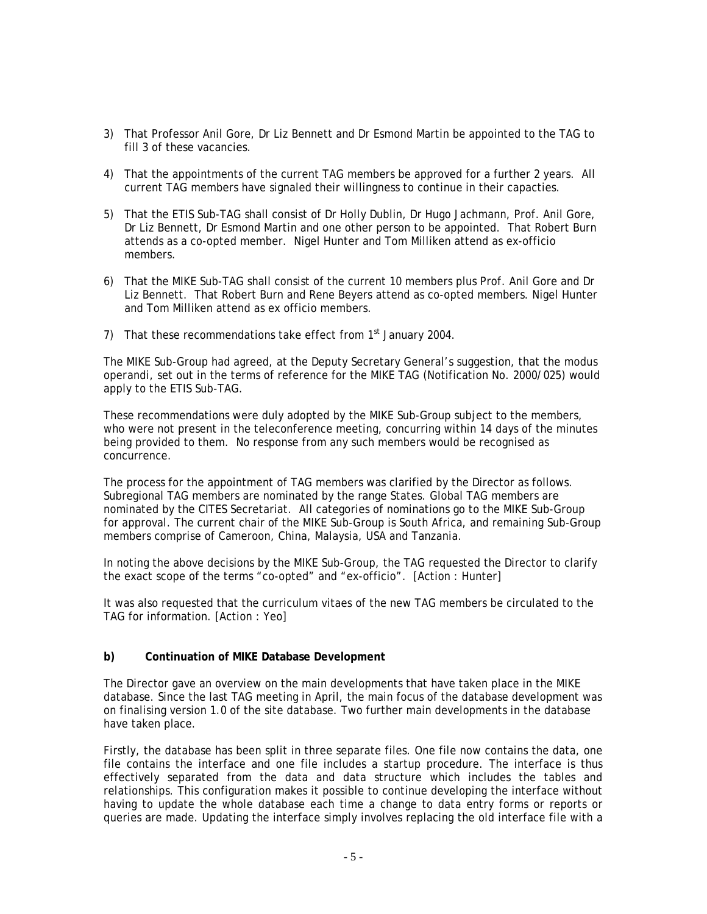3) That Professor Anil Gore, Dr Liz Bennett and Dr Esmond Martin be appointed to the TAG to fill 3 of these vacancies.

4) That the appointments of the current TAG members be approved for a further 2 years. All current TAG members have signaled their willingness to continue in their capacties.

5) That the ETIS Sub-TAG shall consist of Dr Holly Dublin, Dr Hugo Jachmann, Prof. Anil Gore, Dr Liz Bennett, Dr Esmond Martin and one other person to be appointed. That Robert Burn attends as a co-opted member. Nigel Hunter and Tom Milliken attend as ex-officio members.

6) That the MIKE Sub-TAG shall consist of the current 10 members plus Prof. Anil Gore and Dr Liz Bennett. That Robert Burn and Rene Beyers attend as co-opted members. Nigel Hunter and Tom Milliken attend as ex officio members.

7) That these recommendations take effect from 1st January 2004.

The MIKE Sub-Group had agreed, at the Deputy Secretary General's suggestion, that the modus operandi, set out in the terms of reference for the MIKE TAG (Notification No. 2000/025) would apply to the ETIS Sub-TAG.

These recommendations were duly adopted by the MIKE Sub-Group subject to the members, who were not present in the teleconference meeting, concurring within 14 days of the minutes being provided to them. No response from any such members would be recognised as concurrence.

The process for the appointment of TAG members was clarified by the Director as follows. Subregional TAG members are nominated by the range States. Global TAG members are nominated by the CITES Secretariat. All categories of nominations go to the MIKE Sub-Group for approval. The current chair of the MIKE Sub-Group is South Africa, and remaining Sub-Group members comprise of Cameroon, China, Malaysia, USA and Tanzania.

In noting the above decisions by the MIKE Sub-Group, the TAG requested the Director to clarify the exact scope of the terms "co-opted" and "ex-officio". [Action : Hunter]

It was also requested that the curriculum vitaes of the new TAG members be circulated to the TAG for information. [Action : Yeo]

**b) Continuation of MIKE Database Development**

The Director gave an overview on the main developments that have taken place in the MIKE database. Since the last TAG meeting in April, the main focus of the database development was on finalising version 1.0 of the site database. Two further main developments in the database have taken place.

Firstly, the database has been split in three separate files. One file now contains the data, one file contains the interface and one file includes a startup procedure. The interface is thus effectively separated from the data and data structure which includes the tables and relationships. This configuration makes it possible to continue developing the interface without having to update the whole database each time a change to data entry forms or reports or queries are made. Updating the interface simply involves replacing the old interface file with a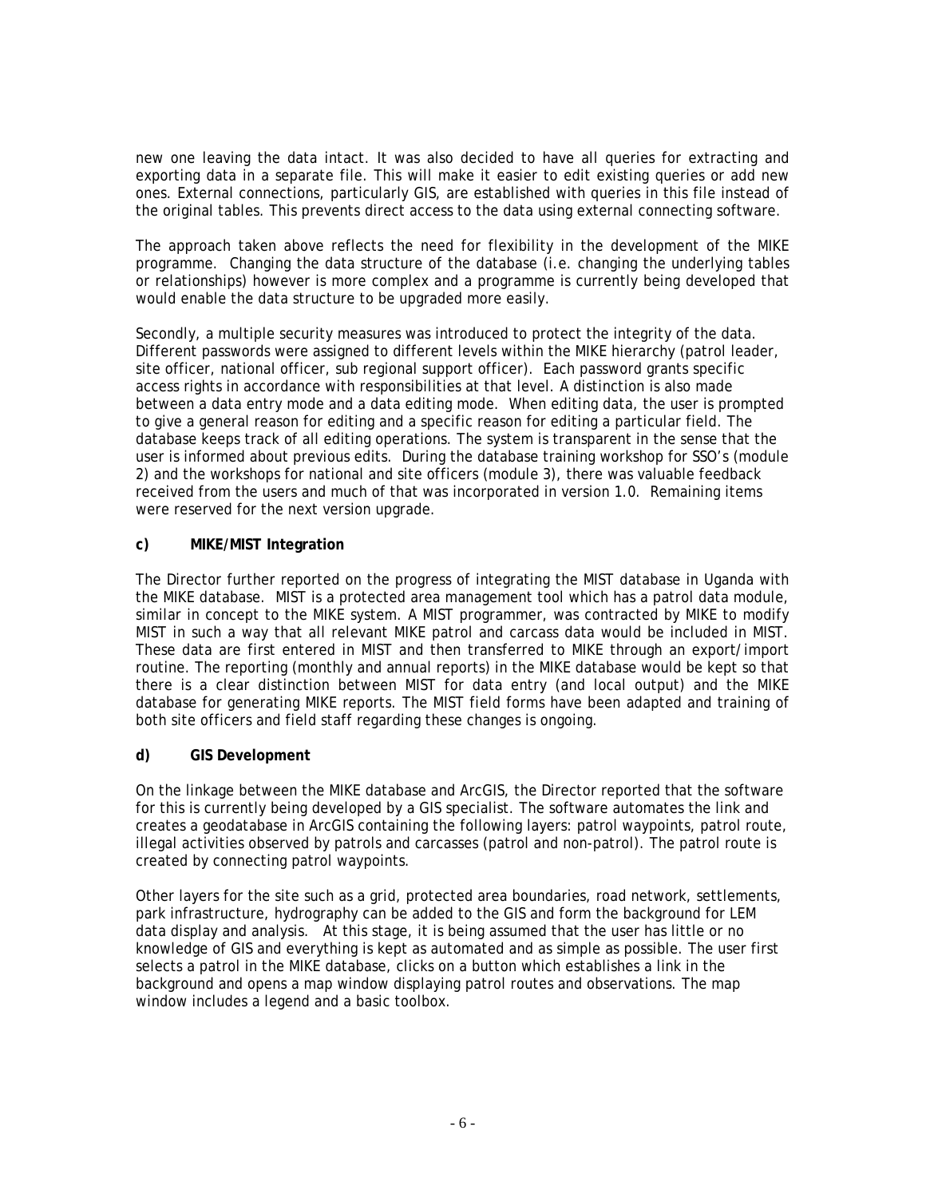new one leaving the data intact. It was also decided to have all queries for extracting and exporting data in a separate file. This will make it easier to edit existing queries or add new ones. External connections, particularly GIS, are established with queries in this file instead of the original tables. This prevents direct access to the data using external connecting software.

The approach taken above reflects the need for flexibility in the development of the MIKE programme. Changing the data structure of the database (i.e. changing the underlying tables or relationships) however is more complex and a programme is currently being developed that would enable the data structure to be upgraded more easily.

Secondly, a multiple security measures was introduced to protect the integrity of the data. Different passwords were assigned to different levels within the MIKE hierarchy (patrol leader, site officer, national officer, sub regional support officer). Each password grants specific access rights in accordance with responsibilities at that level. A distinction is also made between a data entry mode and a data editing mode. When editing data, the user is prompted to give a general reason for editing and a specific reason for editing a particular field. The database keeps track of all editing operations. The system is transparent in the sense that the user is informed about previous edits. During the database training workshop for SSO's (module 2) and the workshops for national and site officers (module 3), there was valuable feedback received from the users and much of that was incorporated in version 1.0. Remaining items were reserved for the next version upgrade.

**c) MIKE/MIST Integration**

The Director further reported on the progress of integrating the MIST database in Uganda with the MIKE database. MIST is a protected area management tool which has a patrol data module, similar in concept to the MIKE system. A MIST programmer, was contracted by MIKE to modify MIST in such a way that all relevant MIKE patrol and carcass data would be included in MIST. These data are first entered in MIST and then transferred to MIKE through an export/import routine. The reporting (monthly and annual reports) in the MIKE database would be kept so that there is a clear distinction between MIST for data entry (and local output) and the MIKE database for generating MIKE reports. The MIST field forms have been adapted and training of both site officers and field staff regarding these changes is ongoing.

**d) GIS Development**

On the linkage between the MIKE database and ArcGIS, the Director reported that the software for this is currently being developed by a GIS specialist. The software automates the link and creates a geodatabase in ArcGIS containing the following layers: patrol waypoints, patrol route, illegal activities observed by patrols and carcasses (patrol and non-patrol). The patrol route is created by connecting patrol waypoints.

Other layers for the site such as a grid, protected area boundaries, road network, settlements, park infrastructure, hydrography can be added to the GIS and form the background for LEM data display and analysis. At this stage, it is being assumed that the user has little or no knowledge of GIS and everything is kept as automated and as simple as possible. The user first selects a patrol in the MIKE database, clicks on a button which establishes a link in the background and opens a map window displaying patrol routes and observations. The map window includes a legend and a basic toolbox.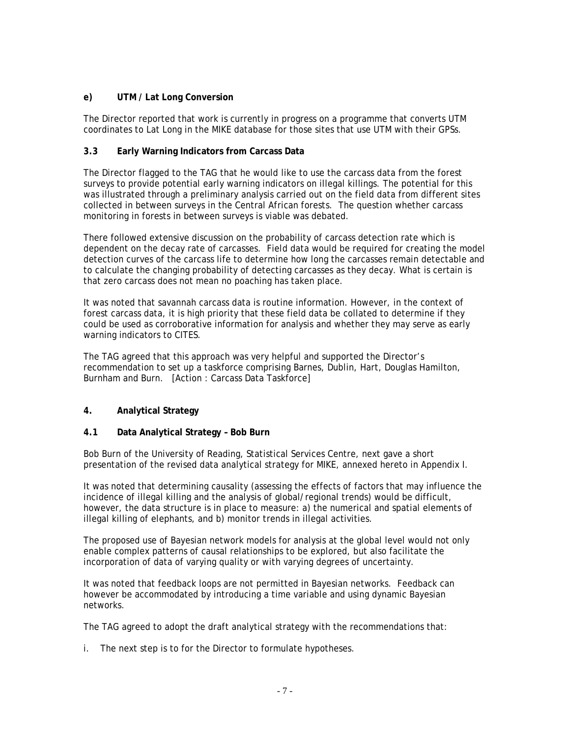**e) UTM / Lat Long Conversion**

The Director reported that work is currently in progress on a programme that converts UTM coordinates to Lat Long in the MIKE database for those sites that use UTM with their GPSs.

### 3.3 Early Warning Indicators from Carcass Data

The Director flagged to the TAG that he would like to use the carcass data from the forest surveys to provide potential early warning indicators on illegal killings. The potential for this was illustrated through a preliminary analysis carried out on the field data from different sites collected in between surveys in the Central African forests. The question whether carcass monitoring in forests in between surveys is viable was debated.

There followed extensive discussion on the probability of carcass detection rate which is dependent on the decay rate of carcasses. Field data would be required for creating the model detection curves of the carcass life to determine how long the carcasses remain detectable and to calculate the changing probability of detecting carcasses as they decay. What is certain is that zero carcass does not mean no poaching has taken place.

It was noted that savannah carcass data is routine information. However, in the context of forest carcass data, it is high priority that these field data be collated to determine if they could be used as corroborative information for analysis and whether they may serve as early warning indicators to CITES.

The TAG agreed that this approach was very helpful and supported the Director's recommendation to set up a taskforce comprising Barnes, Dublin, Hart, Douglas Hamilton, Burnham and Burn. [Action : Carcass Data Taskforce]

## 4. Analytical Strategy

### 4.1 Data Analytical Strategy – Bob Burn

Bob Burn of the University of Reading, Statistical Services Centre, next gave a short presentation of the revised data analytical strategy for MIKE, annexed hereto in Appendix I.

It was noted that determining causality (assessing the effects of factors that may influence the incidence of illegal killing and the analysis of global/regional trends) would be difficult, however, the data structure is in place to measure: a) the numerical and spatial elements of illegal killing of elephants, and b) monitor trends in illegal activities.

The proposed use of Bayesian network models for analysis at the global level would not only enable complex patterns of causal relationships to be explored, but also facilitate the incorporation of data of varying quality or with varying degrees of uncertainty.

It was noted that feedback loops are not permitted in Bayesian networks. Feedback can however be accommodated by introducing a time variable and using dynamic Bayesian networks.

The TAG agreed to adopt the draft analytical strategy with the recommendations that:

i. The next step is to for the Director to formulate hypotheses.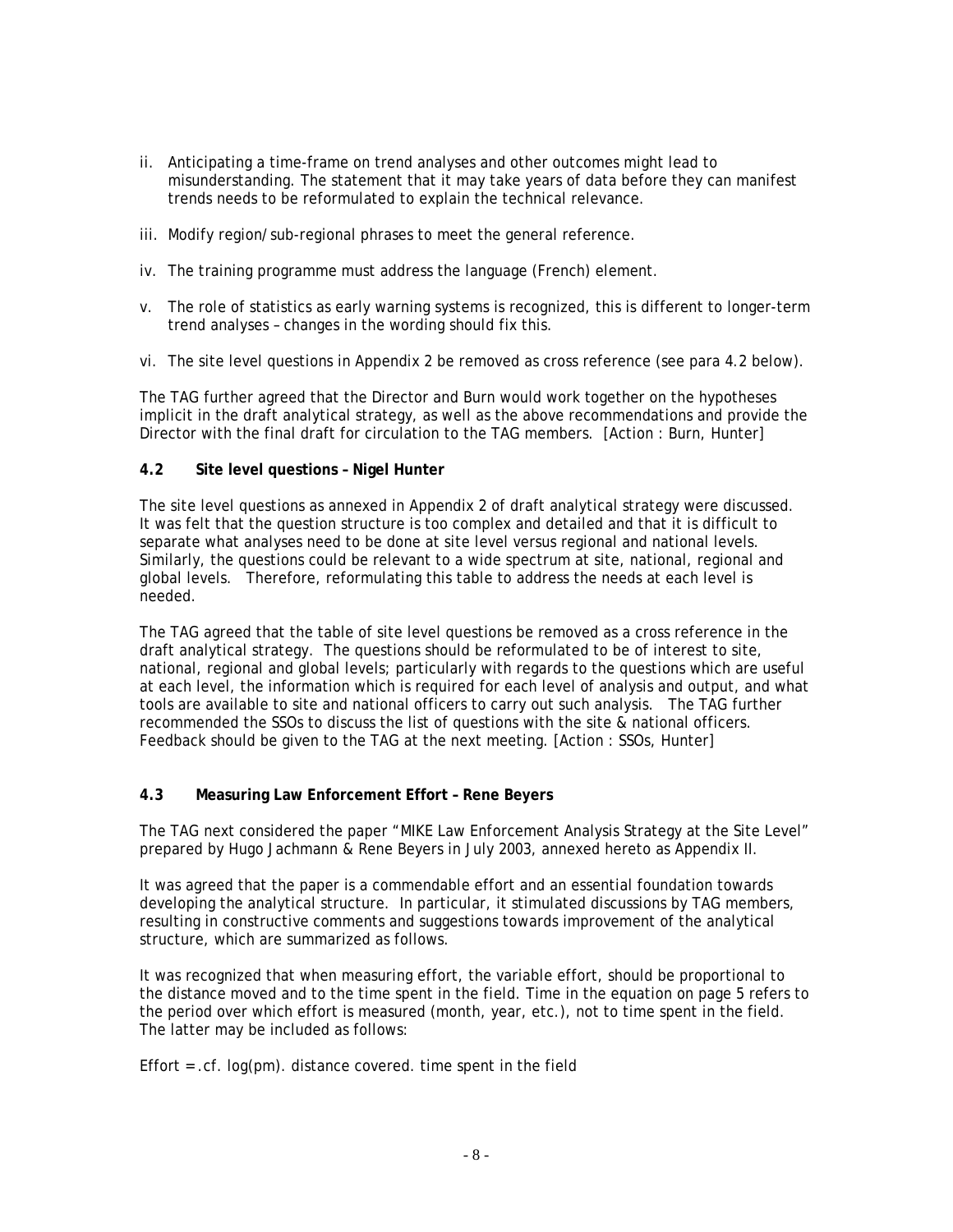ii. Anticipating a time-frame on trend analyses and other outcomes might lead to misunderstanding. The statement that it may take years of data before they can manifest trends needs to be reformulated to explain the technical relevance.

iii. Modify region/sub-regional phrases to meet the general reference.

iv. The training programme must address the language (French) element.

v. The role of statistics as early warning systems is recognized, this is different to longer-term trend analyses – changes in the wording should fix this.

vi. The site level questions in Appendix 2 be removed as cross reference (see para 4.2 below).

The TAG further agreed that the Director and Burn would work together on the hypotheses implicit in the draft analytical strategy, as well as the above recommendations and provide the Director with the final draft for circulation to the TAG members. [Action : Burn, Hunter]

**4.2 Site level questions – Nigel Hunter**

The site level questions as annexed in Appendix 2 of draft analytical strategy were discussed. It was felt that the question structure is too complex and detailed and that it is difficult to separate what analyses need to be done at site level versus regional and national levels. Similarly, the questions could be relevant to a wide spectrum at site, national, regional and global levels. Therefore, reformulating this table to address the needs at each level is needed.

The TAG agreed that the table of site level questions be removed as a cross reference in the draft analytical strategy. The questions should be reformulated to be of interest to site, national, regional and global levels; particularly with regards to the questions which are useful at each level, the information which is required for each level of analysis and output, and what tools are available to site and national officers to carry out such analysis. The TAG further recommended the SSOs to discuss the list of questions with the site & national officers. Feedback should be given to the TAG at the next meeting. [Action : SSOs, Hunter]

**4.3 Measuring Law Enforcement Effort – Rene Beyers**

The TAG next considered the paper "MIKE Law Enforcement Analysis Strategy at the Site Level" prepared by Hugo Jachmann & Rene Beyers in July 2003, annexed hereto as Appendix II.

It was agreed that the paper is a commendable effort and an essential foundation towards developing the analytical structure. In particular, it stimulated discussions by TAG members, resulting in constructive comments and suggestions towards improvement of the analytical structure, which are summarized as follows.

It was recognized that when measuring effort, the variable effort, should be proportional to the distance moved and to the time spent in the field. Time in the equation on page 5 refers to the period over which effort is measured (month, year, etc.), not to time spent in the field. The latter may be included as follows:

Effort =.cf. log(pm). distance covered. time spent in the field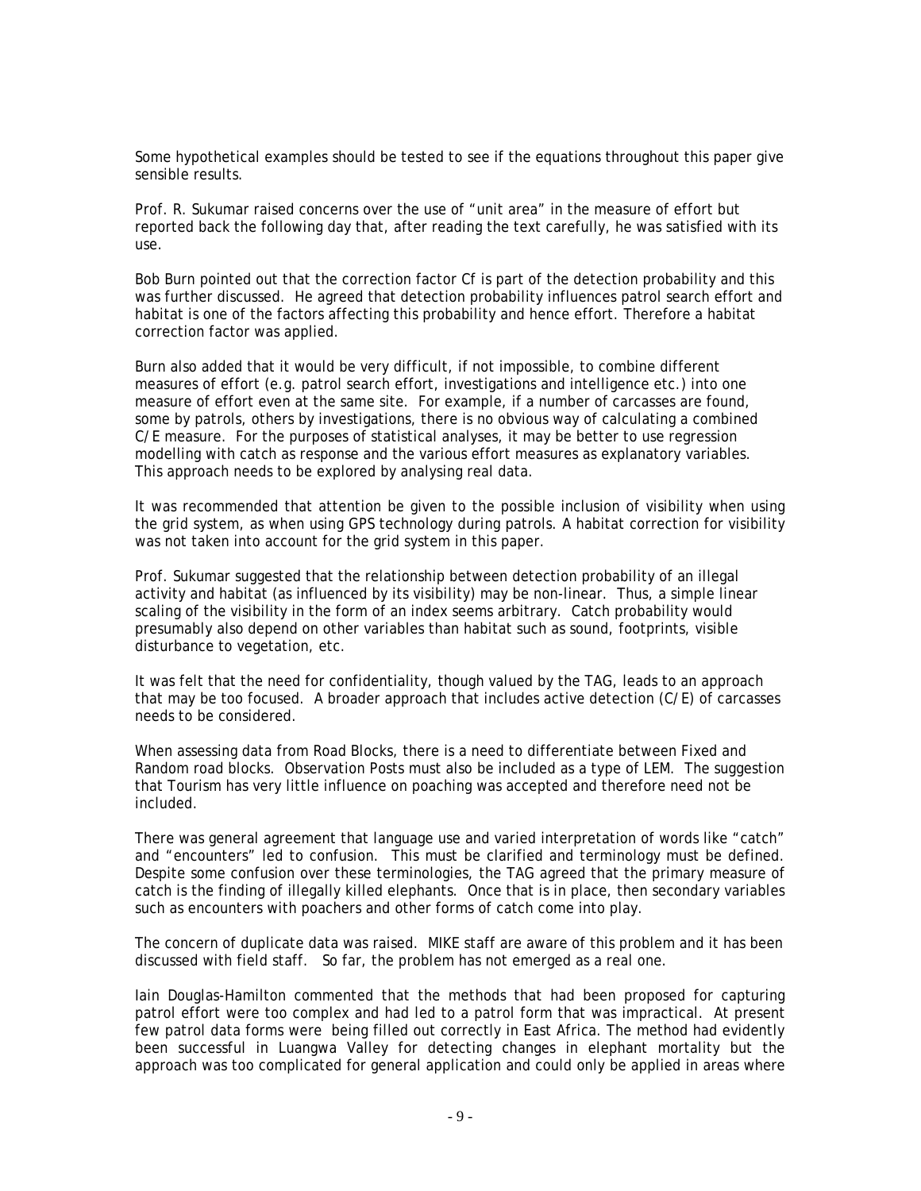Some hypothetical examples should be tested to see if the equations throughout this paper give sensible results.

Prof. R. Sukumar raised concerns over the use of "unit area" in the measure of effort but reported back the following day that, after reading the text carefully, he was satisfied with its use.

Bob Burn pointed out that the correction factor Cf is part of the detection probability and this was further discussed. He agreed that detection probability influences patrol search effort and habitat is one of the factors affecting this probability and hence effort. Therefore a habitat correction factor was applied.

Burn also added that it would be very difficult, if not impossible, to combine different measures of effort (e.g. patrol search effort, investigations and intelligence etc.) into one measure of effort even at the same site. For example, if a number of carcasses are found, some by patrols, others by investigations, there is no obvious way of calculating a combined C/E measure. For the purposes of statistical analyses, it may be better to use regression modelling with catch as response and the various effort measures as explanatory variables. This approach needs to be explored by analysing real data.

It was recommended that attention be given to the possible inclusion of visibility when using the grid system, as when using GPS technology during patrols. A habitat correction for visibility was not taken into account for the grid system in this paper.

Prof. Sukumar suggested that the relationship between detection probability of an illegal activity and habitat (as influenced by its visibility) may be non-linear. Thus, a simple linear scaling of the visibility in the form of an index seems arbitrary. Catch probability would presumably also depend on other variables than habitat such as sound, footprints, visible disturbance to vegetation, etc.

It was felt that the need for confidentiality, though valued by the TAG, leads to an approach that may be too focused. A broader approach that includes active detection (C/E) of carcasses needs to be considered.

When assessing data from Road Blocks, there is a need to differentiate between Fixed and Random road blocks. Observation Posts must also be included as a type of LEM. The suggestion that Tourism has very little influence on poaching was accepted and therefore need not be included.

There was general agreement that language use and varied interpretation of words like "catch" and "encounters" led to confusion. This must be clarified and terminology must be defined. Despite some confusion over these terminologies, the TAG agreed that the primary measure of catch is the finding of illegally killed elephants. Once that is in place, then secondary variables such as encounters with poachers and other forms of catch come into play.

The concern of duplicate data was raised. MIKE staff are aware of this problem and it has been discussed with field staff. So far, the problem has not emerged as a real one.

Iain Douglas-Hamilton commented that the methods that had been proposed for capturing patrol effort were too complex and had led to a patrol form that was impractical. At present few patrol data forms were being filled out correctly in East Africa. The method had evidently been successful in Luangwa Valley for detecting changes in elephant mortality but the approach was too complicated for general application and could only be applied in areas where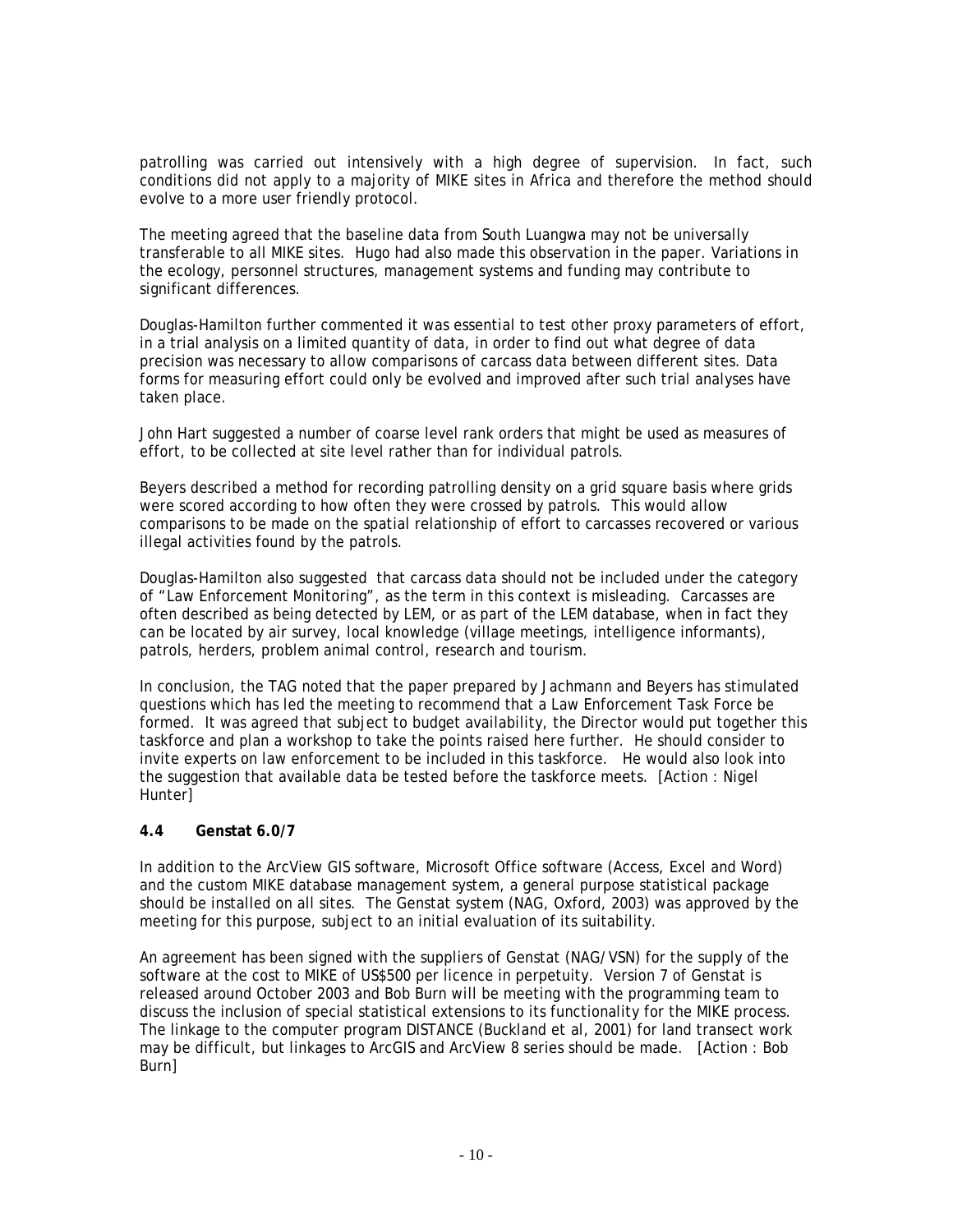patrolling was carried out intensively with a high degree of supervision. In fact, such conditions did not apply to a majority of MIKE sites in Africa and therefore the method should evolve to a more user friendly protocol.

The meeting agreed that the baseline data from South Luangwa may not be universally transferable to all MIKE sites. Hugo had also made this observation in the paper. Variations in the ecology, personnel structures, management systems and funding may contribute to significant differences.

Douglas-Hamilton further commented it was essential to test other proxy parameters of effort, in a trial analysis on a limited quantity of data, in order to find out what degree of data precision was necessary to allow comparisons of carcass data between different sites. Data forms for measuring effort could only be evolved and improved after such trial analyses have taken place.

John Hart suggested a number of coarse level rank orders that might be used as measures of effort, to be collected at site level rather than for individual patrols.

Beyers described a method for recording patrolling density on a grid square basis where grids were scored according to how often they were crossed by patrols. This would allow comparisons to be made on the spatial relationship of effort to carcasses recovered or various illegal activities found by the patrols.

Douglas-Hamilton also suggested that carcass data should not be included under the category of "Law Enforcement Monitoring", as the term in this context is misleading. Carcasses are often described as being detected by LEM, or as part of the LEM database, when in fact they can be located by air survey, local knowledge (village meetings, intelligence informants), patrols, herders, problem animal control, research and tourism.

In conclusion, the TAG noted that the paper prepared by Jachmann and Beyers has stimulated questions which has led the meeting to recommend that a Law Enforcement Task Force be formed. It was agreed that subject to budget availability, the Director would put together this taskforce and plan a workshop to take the points raised here further. He should consider to invite experts on law enforcement to be included in this taskforce. He would also look into the suggestion that available data be tested before the taskforce meets. [Action : Nigel Hunter]

### 4.4 Genstat 6.0/7

In addition to the ArcView GIS software, Microsoft Office software (Access, Excel and Word) and the custom MIKE database management system, a general purpose statistical package should be installed on all sites. The Genstat system (NAG, Oxford, 2003) was approved by the meeting for this purpose, subject to an initial evaluation of its suitability.

An agreement has been signed with the suppliers of Genstat (NAG/VSN) for the supply of the software at the cost to MIKE of US$500 per licence in perpetuity. Version 7 of Genstat is released around October 2003 and Bob Burn will be meeting with the programming team to discuss the inclusion of special statistical extensions to its functionality for the MIKE process. The linkage to the computer program DISTANCE (Buckland et al, 2001) for land transect work may be difficult, but linkages to ArcGIS and ArcView 8 series should be made. [Action : Bob Burn]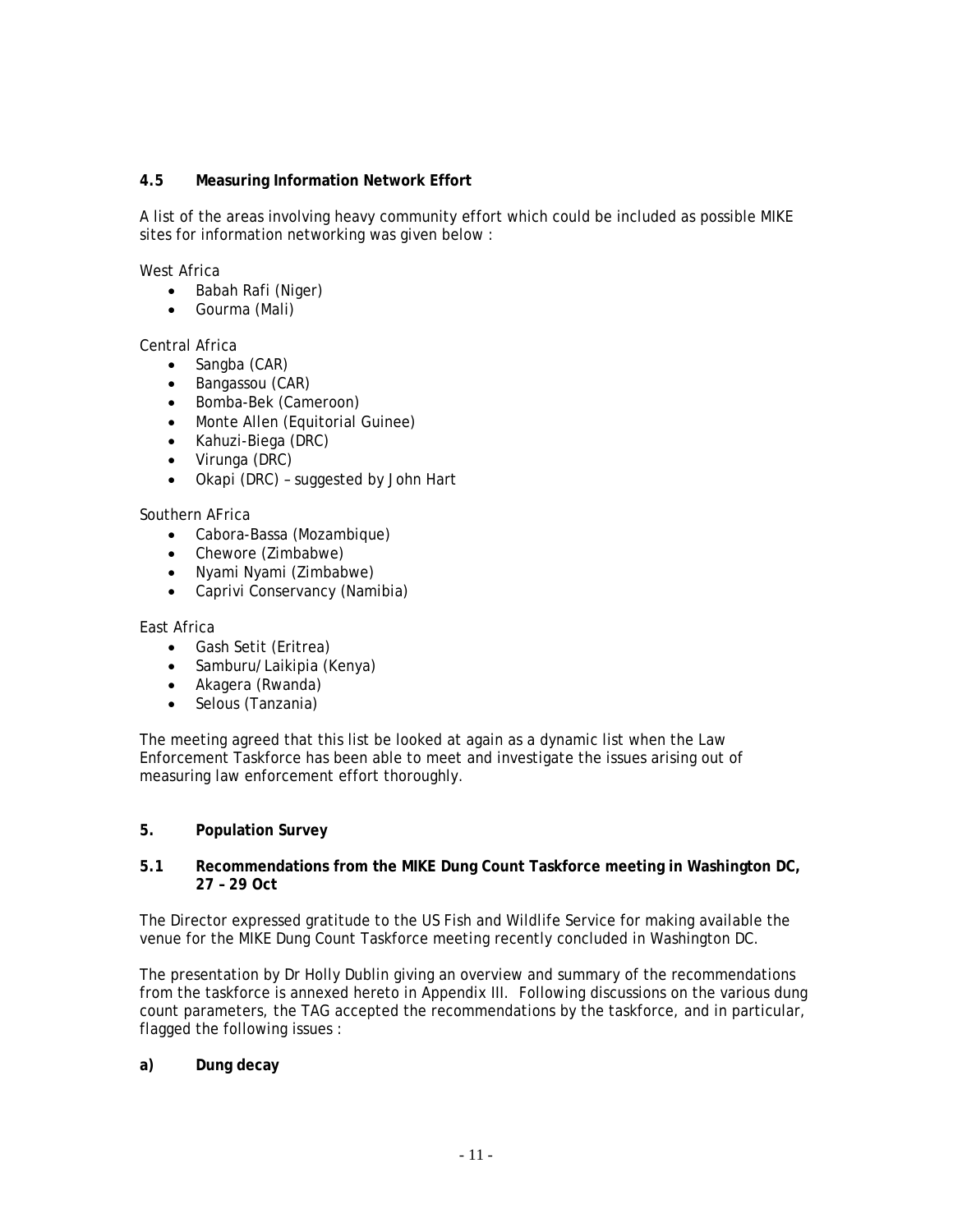### 4.5 Measuring Information Network Effort

A list of the areas involving heavy community effort which could be included as possible MIKE sites for information networking was given below :

West Africa

- Babah Rafi (Niger)
- Gourma (Mali)

Central Africa

- Sangba (CAR)
- Bangassou (CAR)
- Bomba-Bek (Cameroon)
- Monte Allen (Equitorial Guinee)
- Kahuzi-Biega (DRC)
- Virunga (DRC)
- Okapi (DRC) – suggested by John Hart

Southern AFrica

- Cabora-Bassa (Mozambique)
- Chewore (Zimbabwe)
- Nyami Nyami (Zimbabwe)
- Caprivi Conservancy (Namibia)

East Africa

- Gash Setit (Eritrea)
- Samburu/Laikipia (Kenya)
- Akagera (Rwanda)
- Selous (Tanzania)

The meeting agreed that this list be looked at again as a dynamic list when the Law Enforcement Taskforce has been able to meet and investigate the issues arising out of measuring law enforcement effort thoroughly.

## 5. Population Survey

### 5.1 Recommendations from the MIKE Dung Count Taskforce meeting in Washington DC, 27 – 29 Oct

The Director expressed gratitude to the US Fish and Wildlife Service for making available the venue for the MIKE Dung Count Taskforce meeting recently concluded in Washington DC.

The presentation by Dr Holly Dublin giving an overview and summary of the recommendations from the taskforce is annexed hereto in Appendix III. Following discussions on the various dung count parameters, the TAG accepted the recommendations by the taskforce, and in particular, flagged the following issues :

**a) Dung decay**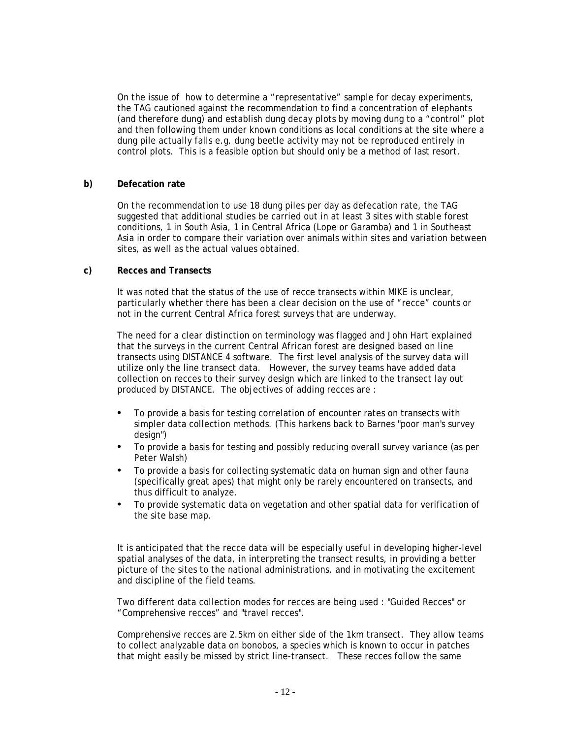On the issue of how to determine a "representative" sample for decay experiments, the TAG cautioned against the recommendation to find a concentration of elephants (and therefore dung) and establish dung decay plots by moving dung to a "control" plot and then following them under known conditions as local conditions at the site where a dung pile actually falls e.g. dung beetle activity may not be reproduced entirely in control plots. This is a feasible option but should only be a method of last resort.

**b) Defecation rate**

On the recommendation to use 18 dung piles per day as defecation rate, the TAG suggested that additional studies be carried out in at least 3 sites with stable forest conditions, 1 in South Asia, 1 in Central Africa (Lope or Garamba) and 1 in Southeast Asia in order to compare their variation over animals within sites and variation between sites, as well as the actual values obtained.

**c) Recces and Transects**

It was noted that the status of the use of recce transects within MIKE is unclear, particularly whether there has been a clear decision on the use of "recce" counts or not in the current Central Africa forest surveys that are underway.

The need for a clear distinction on terminology was flagged and John Hart explained that the surveys in the current Central African forest are designed based on line transects using DISTANCE 4 software. The first level analysis of the survey data will utilize only the line transect data. However, the survey teams have added data collection on recces to their survey design which are linked to the transect lay out produced by DISTANCE. The objectives of adding recces are :

- To provide a basis for testing correlation of encounter rates on transects with simpler data collection methods. (This harkens back to Barnes "poor man's survey design")
- To provide a basis for testing and possibly reducing overall survey variance (as per Peter Walsh)
- To provide a basis for collecting systematic data on human sign and other fauna (specifically great apes) that might only be rarely encountered on transects, and thus difficult to analyze.
- To provide systematic data on vegetation and other spatial data for verification of the site base map.

It is anticipated that the recce data will be especially useful in developing higher-level spatial analyses of the data, in interpreting the transect results, in providing a better picture of the sites to the national administrations, and in motivating the excitement and discipline of the field teams.

Two different data collection modes for recces are being used : "Guided Recces" or "Comprehensive recces" and "travel recces".

Comprehensive recces are 2.5km on either side of the 1km transect. They allow teams to collect analyzable data on bonobos, a species which is known to occur in patches that might easily be missed by strict line-transect. These recces follow the same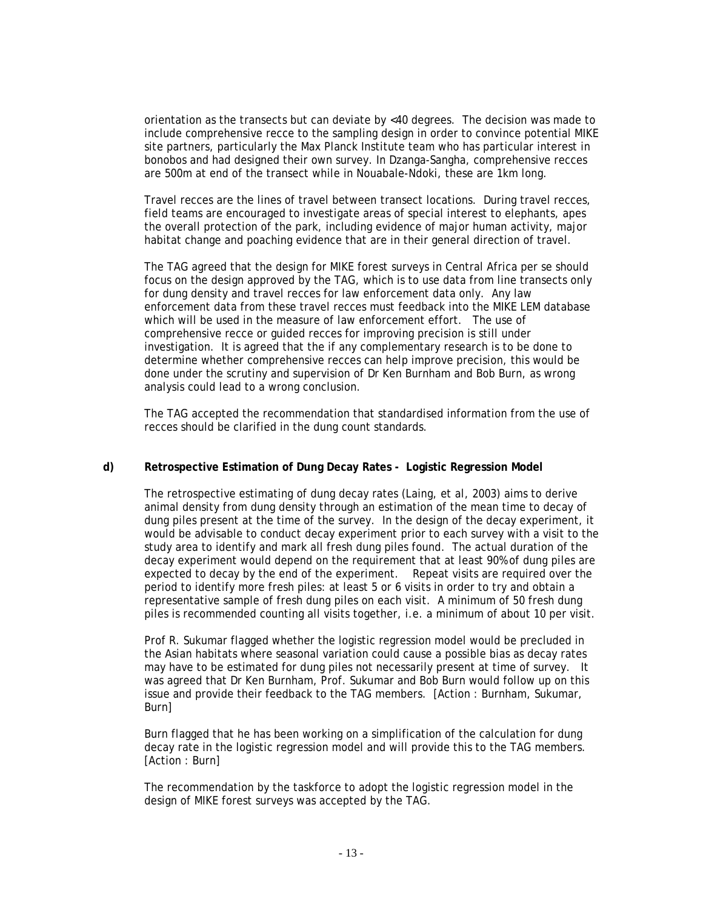orientation as the transects but can deviate by <40 degrees. The decision was made to include comprehensive recce to the sampling design in order to convince potential MIKE site partners, particularly the Max Planck Institute team who has particular interest in bonobos and had designed their own survey. In Dzanga-Sangha, comprehensive recces are 500m at end of the transect while in Nouabale-Ndoki, these are 1km long.

Travel recces are the lines of travel between transect locations. During travel recces, field teams are encouraged to investigate areas of special interest to elephants, apes the overall protection of the park, including evidence of major human activity, major habitat change and poaching evidence that are in their general direction of travel.

The TAG agreed that the design for MIKE forest surveys in Central Africa per se should focus on the design approved by the TAG, which is to use data from line transects only for dung density and travel recces for law enforcement data only. Any law enforcement data from these travel recces must feedback into the MIKE LEM database which will be used in the measure of law enforcement effort. The use of comprehensive recce or guided recces for improving precision is still under investigation. It is agreed that the if any complementary research is to be done to determine whether comprehensive recces can help improve precision, this would be done under the scrutiny and supervision of Dr Ken Burnham and Bob Burn, as wrong analysis could lead to a wrong conclusion.

The TAG accepted the recommendation that standardised information from the use of recces should be clarified in the dung count standards.

**d) Retrospective Estimation of Dung Decay Rates - Logistic Regression Model**

The retrospective estimating of dung decay rates (Laing, et al, 2003) aims to derive animal density from dung density through an estimation of the mean time to decay of dung piles present at the time of the survey. In the design of the decay experiment, it would be advisable to conduct decay experiment prior to each survey with a visit to the study area to identify and mark all fresh dung piles found. The actual duration of the decay experiment would depend on the requirement that at least 90% of dung piles are expected to decay by the end of the experiment. Repeat visits are required over the period to identify more fresh piles: at least 5 or 6 visits in order to try and obtain a representative sample of fresh dung piles on each visit. A minimum of 50 fresh dung piles is recommended counting all visits together, i.e. a minimum of about 10 per visit.

Prof R. Sukumar flagged whether the logistic regression model would be precluded in the Asian habitats where seasonal variation could cause a possible bias as decay rates may have to be estimated for dung piles not necessarily present at time of survey. It was agreed that Dr Ken Burnham, Prof. Sukumar and Bob Burn would follow up on this issue and provide their feedback to the TAG members. [Action : Burnham, Sukumar, Burn]

Burn flagged that he has been working on a simplification of the calculation for dung decay rate in the logistic regression model and will provide this to the TAG members. [Action : Burn]

The recommendation by the taskforce to adopt the logistic regression model in the design of MIKE forest surveys was accepted by the TAG.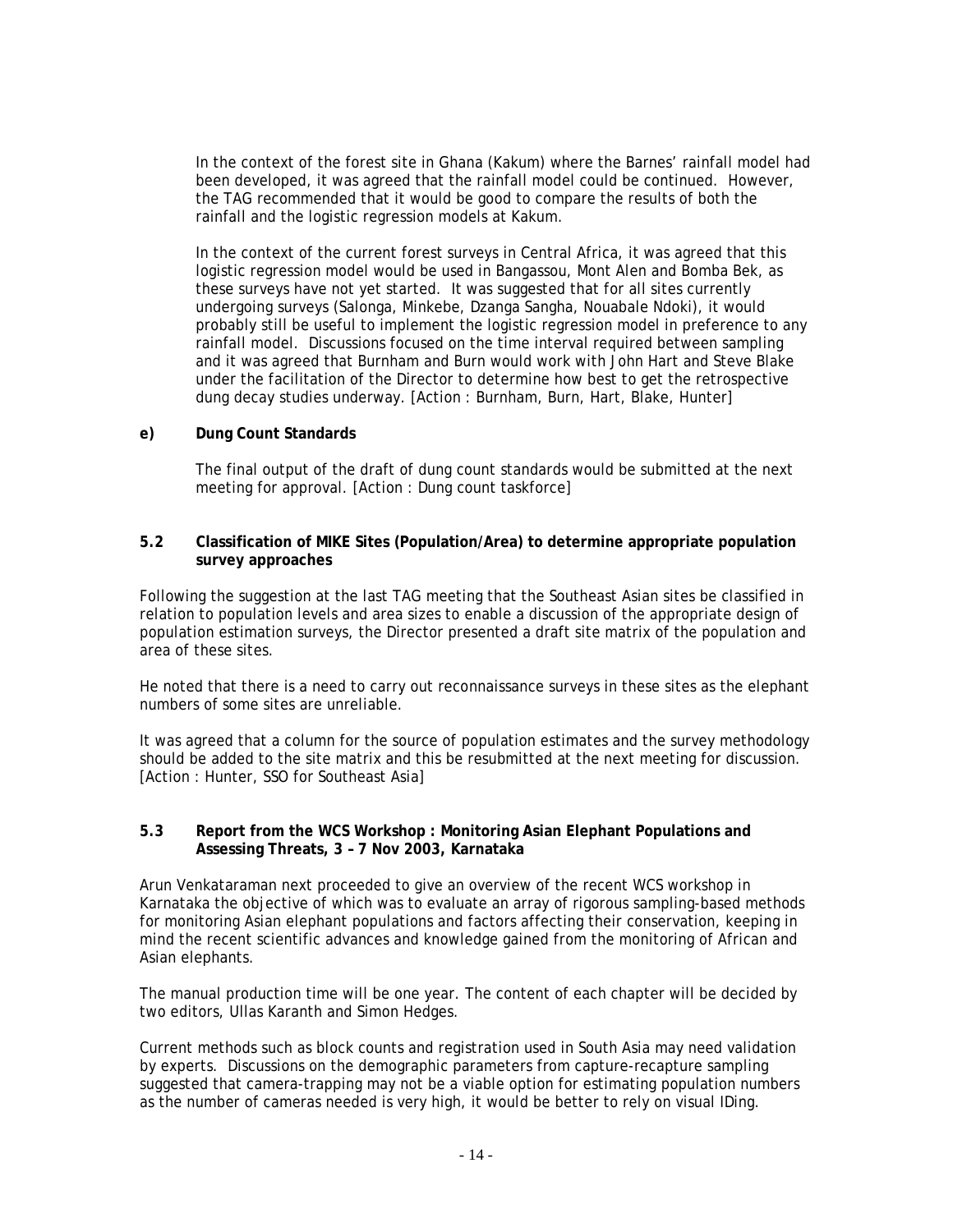In the context of the forest site in Ghana (Kakum) where the Barnes' rainfall model had been developed, it was agreed that the rainfall model could be continued. However, the TAG recommended that it would be good to compare the results of both the rainfall and the logistic regression models at Kakum.

In the context of the current forest surveys in Central Africa, it was agreed that this logistic regression model would be used in Bangassou, Mont Alen and Bomba Bek, as these surveys have not yet started. It was suggested that for all sites currently undergoing surveys (Salonga, Minkebe, Dzanga Sangha, Nouabale Ndoki), it would probably still be useful to implement the logistic regression model in preference to any rainfall model. Discussions focused on the time interval required between sampling and it was agreed that Burnham and Burn would work with John Hart and Steve Blake under the facilitation of the Director to determine how best to get the retrospective dung decay studies underway. [Action : Burnham, Burn, Hart, Blake, Hunter]

**e) Dung Count Standards**

The final output of the draft of dung count standards would be submitted at the next meeting for approval. [Action : Dung count taskforce]

### 5.2 Classification of MIKE Sites (Population/Area) to determine appropriate population survey approaches

Following the suggestion at the last TAG meeting that the Southeast Asian sites be classified in relation to population levels and area sizes to enable a discussion of the appropriate design of population estimation surveys, the Director presented a draft site matrix of the population and area of these sites.

He noted that there is a need to carry out reconnaissance surveys in these sites as the elephant numbers of some sites are unreliable.

It was agreed that a column for the source of population estimates and the survey methodology should be added to the site matrix and this be resubmitted at the next meeting for discussion. [Action : Hunter, SSO for Southeast Asia]

### 5.3 Report from the WCS Workshop : Monitoring Asian Elephant Populations and Assessing Threats, 3 – 7 Nov 2003, Karnataka

Arun Venkataraman next proceeded to give an overview of the recent WCS workshop in Karnataka the objective of which was to evaluate an array of rigorous sampling-based methods for monitoring Asian elephant populations and factors affecting their conservation, keeping in mind the recent scientific advances and knowledge gained from the monitoring of African and Asian elephants.

The manual production time will be one year. The content of each chapter will be decided by two editors, Ullas Karanth and Simon Hedges.

Current methods such as block counts and registration used in South Asia may need validation by experts. Discussions on the demographic parameters from capture-recapture sampling suggested that camera-trapping may not be a viable option for estimating population numbers as the number of cameras needed is very high, it would be better to rely on visual IDing.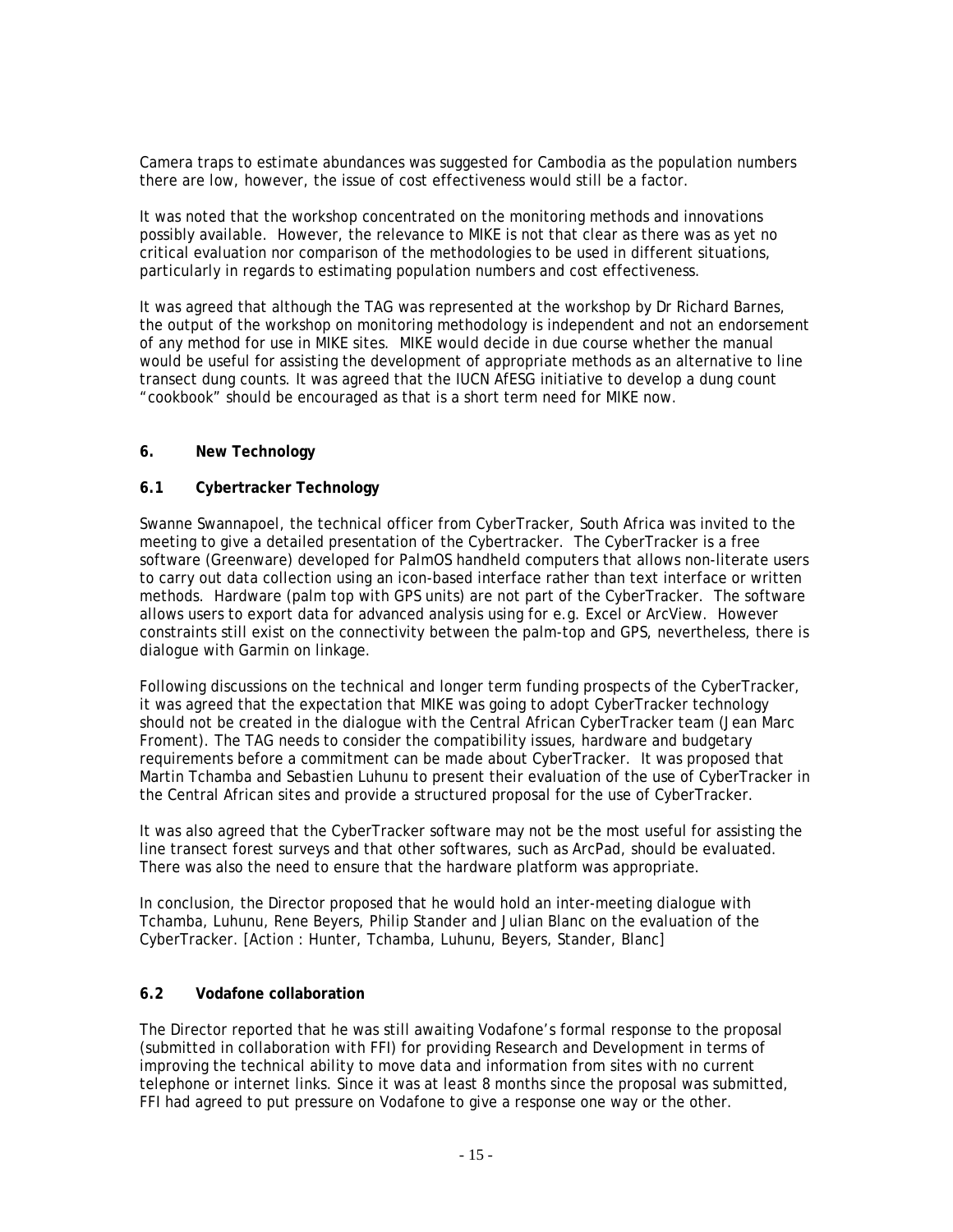Camera traps to estimate abundances was suggested for Cambodia as the population numbers there are low, however, the issue of cost effectiveness would still be a factor.

It was noted that the workshop concentrated on the monitoring methods and innovations possibly available. However, the relevance to MIKE is not that clear as there was as yet no critical evaluation nor comparison of the methodologies to be used in different situations, particularly in regards to estimating population numbers and cost effectiveness.

It was agreed that although the TAG was represented at the workshop by Dr Richard Barnes, the output of the workshop on monitoring methodology is independent and not an endorsement of any method for use in MIKE sites. MIKE would decide in due course whether the manual would be useful for assisting the development of appropriate methods as an alternative to line transect dung counts. It was agreed that the IUCN AfESG initiative to develop a dung count "cookbook" should be encouraged as that is a short term need for MIKE now.

## 6. New Technology

### 6.1 Cybertracker Technology

Swanne Swannapoel, the technical officer from CyberTracker, South Africa was invited to the meeting to give a detailed presentation of the Cybertracker. The CyberTracker is a free software (Greenware) developed for PalmOS handheld computers that allows non-literate users to carry out data collection using an icon-based interface rather than text interface or written methods. Hardware (palm top with GPS units) are not part of the CyberTracker. The software allows users to export data for advanced analysis using for e.g. Excel or ArcView. However constraints still exist on the connectivity between the palm-top and GPS, nevertheless, there is dialogue with Garmin on linkage.

Following discussions on the technical and longer term funding prospects of the CyberTracker, it was agreed that the expectation that MIKE was going to adopt CyberTracker technology should not be created in the dialogue with the Central African CyberTracker team (Jean Marc Froment). The TAG needs to consider the compatibility issues, hardware and budgetary requirements before a commitment can be made about CyberTracker. It was proposed that Martin Tchamba and Sebastien Luhunu to present their evaluation of the use of CyberTracker in the Central African sites and provide a structured proposal for the use of CyberTracker.

It was also agreed that the CyberTracker software may not be the most useful for assisting the line transect forest surveys and that other softwares, such as ArcPad, should be evaluated. There was also the need to ensure that the hardware platform was appropriate.

In conclusion, the Director proposed that he would hold an inter-meeting dialogue with Tchamba, Luhunu, Rene Beyers, Philip Stander and Julian Blanc on the evaluation of the CyberTracker. [Action : Hunter, Tchamba, Luhunu, Beyers, Stander, Blanc]

### 6.2 Vodafone collaboration

The Director reported that he was still awaiting Vodafone's formal response to the proposal (submitted in collaboration with FFI) for providing Research and Development in terms of improving the technical ability to move data and information from sites with no current telephone or internet links. Since it was at least 8 months since the proposal was submitted, FFI had agreed to put pressure on Vodafone to give a response one way or the other.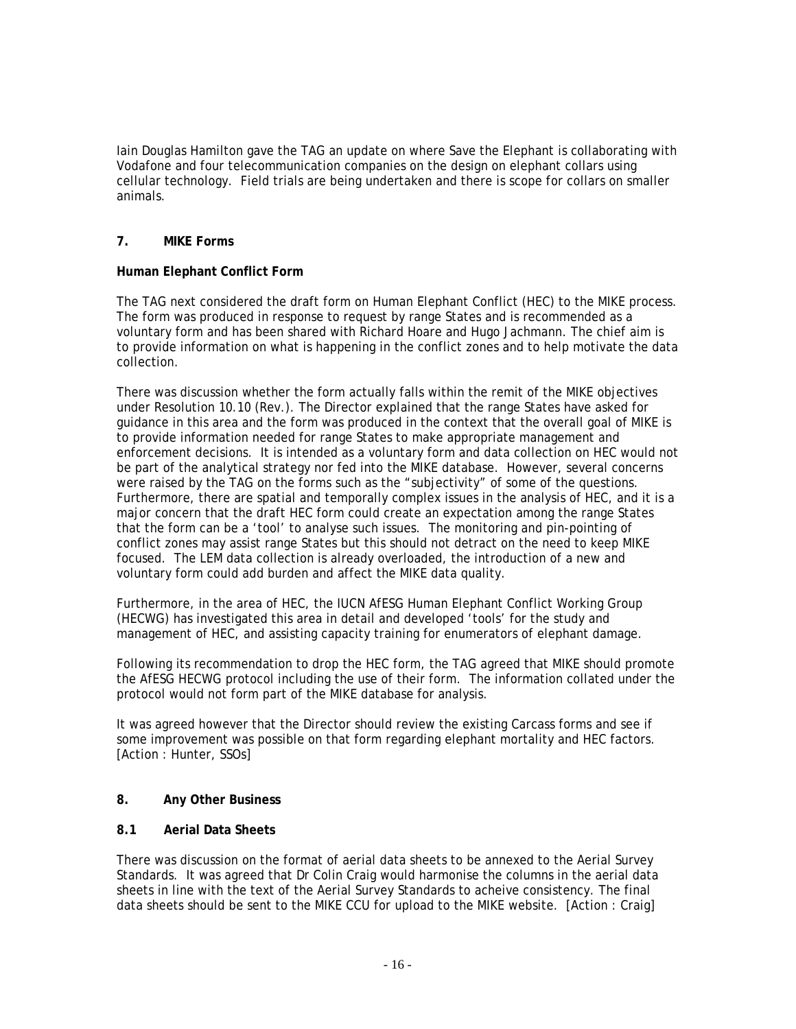Iain Douglas Hamilton gave the TAG an update on where Save the Elephant is collaborating with Vodafone and four telecommunication companies on the design on elephant collars using cellular technology. Field trials are being undertaken and there is scope for collars on smaller animals.

## 7. MIKE Forms

**Human Elephant Conflict Form**

The TAG next considered the draft form on Human Elephant Conflict (HEC) to the MIKE process. The form was produced in response to request by range States and is recommended as a voluntary form and has been shared with Richard Hoare and Hugo Jachmann. The chief aim is to provide information on what is happening in the conflict zones and to help motivate the data collection.

There was discussion whether the form actually falls within the remit of the MIKE objectives under Resolution 10.10 (Rev.). The Director explained that the range States have asked for guidance in this area and the form was produced in the context that the overall goal of MIKE is to provide information needed for range States to make appropriate management and enforcement decisions. It is intended as a voluntary form and data collection on HEC would not be part of the analytical strategy nor fed into the MIKE database. However, several concerns were raised by the TAG on the forms such as the "subjectivity" of some of the questions. Furthermore, there are spatial and temporally complex issues in the analysis of HEC, and it is a major concern that the draft HEC form could create an expectation among the range States that the form can be a 'tool' to analyse such issues. The monitoring and pin-pointing of conflict zones may assist range States but this should not detract on the need to keep MIKE focused. The LEM data collection is already overloaded, the introduction of a new and voluntary form could add burden and affect the MIKE data quality.

Furthermore, in the area of HEC, the IUCN AfESG Human Elephant Conflict Working Group (HECWG) has investigated this area in detail and developed 'tools' for the study and management of HEC, and assisting capacity training for enumerators of elephant damage.

Following its recommendation to drop the HEC form, the TAG agreed that MIKE should promote the AfESG HECWG protocol including the use of their form. The information collated under the protocol would not form part of the MIKE database for analysis.

It was agreed however that the Director should review the existing Carcass forms and see if some improvement was possible on that form regarding elephant mortality and HEC factors. [Action : Hunter, SSOs]

## 8. Any Other Business

### 8.1 Aerial Data Sheets

There was discussion on the format of aerial data sheets to be annexed to the Aerial Survey Standards. It was agreed that Dr Colin Craig would harmonise the columns in the aerial data sheets in line with the text of the Aerial Survey Standards to acheive consistency. The final data sheets should be sent to the MIKE CCU for upload to the MIKE website. [Action : Craig]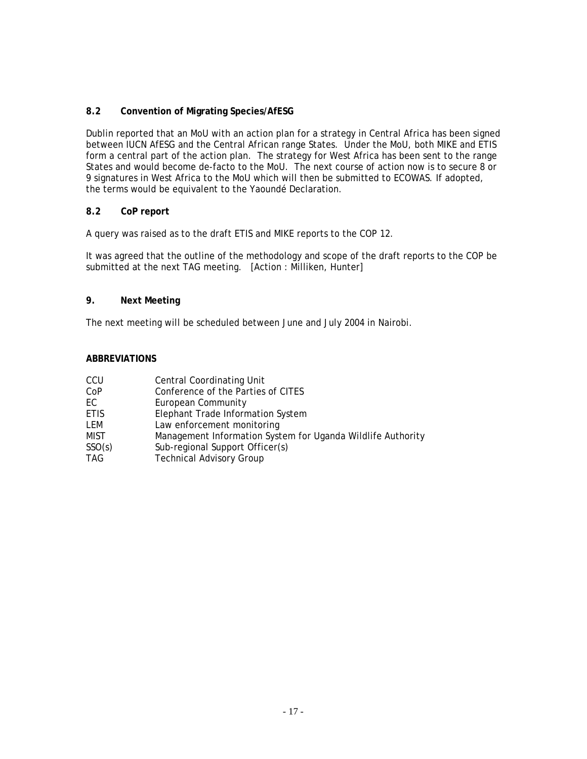### 8.2 Convention of Migrating Species/AfESG

Dublin reported that an MoU with an action plan for a strategy in Central Africa has been signed between IUCN AfESG and the Central African range States. Under the MoU, both MIKE and ETIS form a central part of the action plan. The strategy for West Africa has been sent to the range States and would become de-facto to the MoU. The next course of action now is to secure 8 or 9 signatures in West Africa to the MoU which will then be submitted to ECOWAS. If adopted, the terms would be equivalent to the Yaoundé Declaration.

### 8.2 CoP report

A query was raised as to the draft ETIS and MIKE reports to the COP 12.

It was agreed that the outline of the methodology and scope of the draft reports to the COP be submitted at the next TAG meeting. [Action : Milliken, Hunter]

## 9. Next Meeting

The next meeting will be scheduled between June and July 2004 in Nairobi.

**ABBREVIATIONS**

| | |
|---|---|
| CCU | Central Coordinating Unit |
| CoP | Conference of the Parties of CITES |
| EC | European Community |
| ETIS | Elephant Trade Information System |
| LEM | Law enforcement monitoring |
| MIST | Management Information System for Uganda Wildlife Authority |
| SSO(s) | Sub-regional Support Officer(s) |
| TAG | Technical Advisory Group |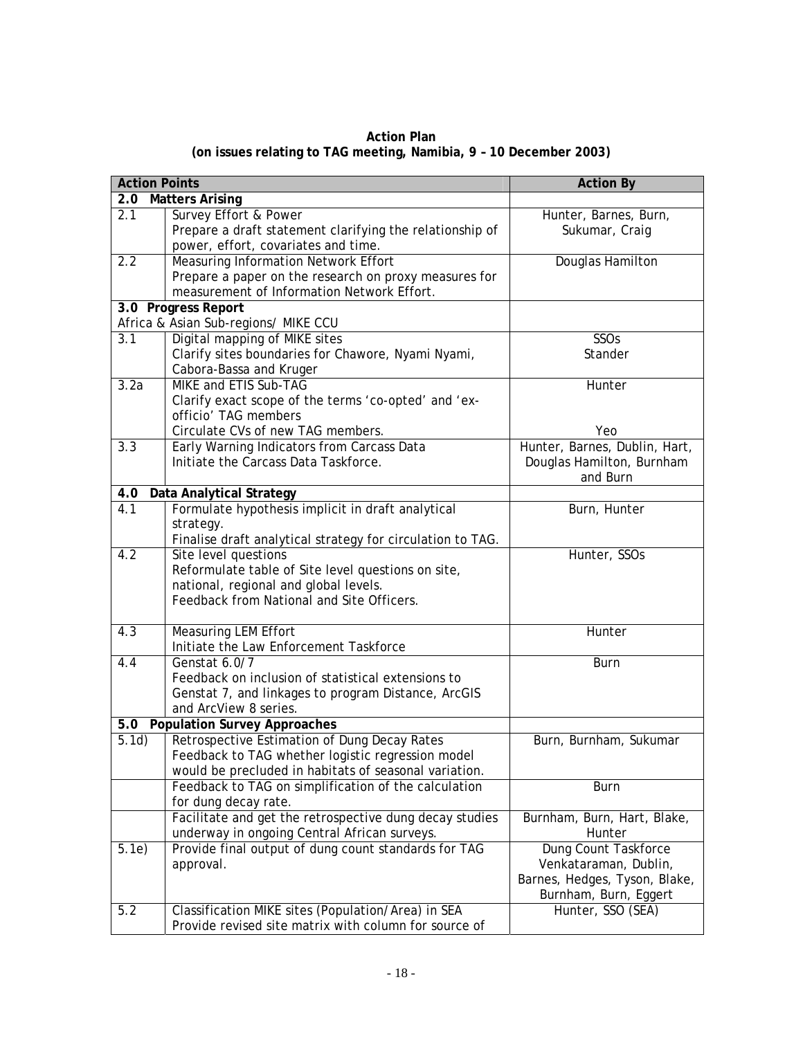**Action Plan**
**(on issues relating to TAG meeting, Namibia, 9 – 10 December 2003)**

| Action Points | | Action By |
|---|---|---|
| **2.0 Matters Arising** | | |
| 2.1 | Survey Effort & Power<br>Prepare a draft statement clarifying the relationship of power, effort, covariates and time. | Hunter, Barnes, Burn, Sukumar, Craig |
| 2.2 | Measuring Information Network Effort<br>Prepare a paper on the research on proxy measures for measurement of Information Network Effort. | Douglas Hamilton |
| **3.0 Progress Report**<br>Africa & Asian Sub-regions/ MIKE CCU | | |
| 3.1 | Digital mapping of MIKE sites<br>Clarify sites boundaries for Chawore, Nyami Nyami, Cabora-Bassa and Kruger | SSOs<br>Stander |
| 3.2a | MIKE and ETIS Sub-TAG<br>Clarify exact scope of the terms 'co-opted' and 'ex-officio' TAG members<br>Circulate CVs of new TAG members. | Hunter<br><br><br>Yeo |
| 3.3 | Early Warning Indicators from Carcass Data<br>Initiate the Carcass Data Taskforce. | Hunter, Barnes, Dublin, Hart, Douglas Hamilton, Burnham and Burn |
| **4.0 Data Analytical Strategy** | | |
| 4.1 | Formulate hypothesis implicit in draft analytical strategy.<br>Finalise draft analytical strategy for circulation to TAG. | Burn, Hunter |
| 4.2 | Site level questions<br>Reformulate table of Site level questions on site, national, regional and global levels.<br>Feedback from National and Site Officers. | Hunter, SSOs |
| 4.3 | Measuring LEM Effort<br>Initiate the Law Enforcement Taskforce | Hunter |
| 4.4 | Genstat 6.0/7<br>Feedback on inclusion of statistical extensions to Genstat 7, and linkages to program Distance, ArcGIS and ArcView 8 series. | Burn |
| **5.0 Population Survey Approaches** | | |
| 5.1d) | Retrospective Estimation of Dung Decay Rates<br>Feedback to TAG whether logistic regression model would be precluded in habitats of seasonal variation. | Burn, Burnham, Sukumar |
| | Feedback to TAG on simplification of the calculation for dung decay rate. | Burn |
| | Facilitate and get the retrospective dung decay studies underway in ongoing Central African surveys. | Burnham, Burn, Hart, Blake, Hunter |
| 5.1e) | Provide final output of dung count standards for TAG approval. | Dung Count Taskforce<br>Venkataraman, Dublin, Barnes, Hedges, Tyson, Blake, Burnham, Burn, Eggert |
| 5.2 | Classification MIKE sites (Population/Area) in SEA<br>Provide revised site matrix with column for source of | Hunter, SSO (SEA) |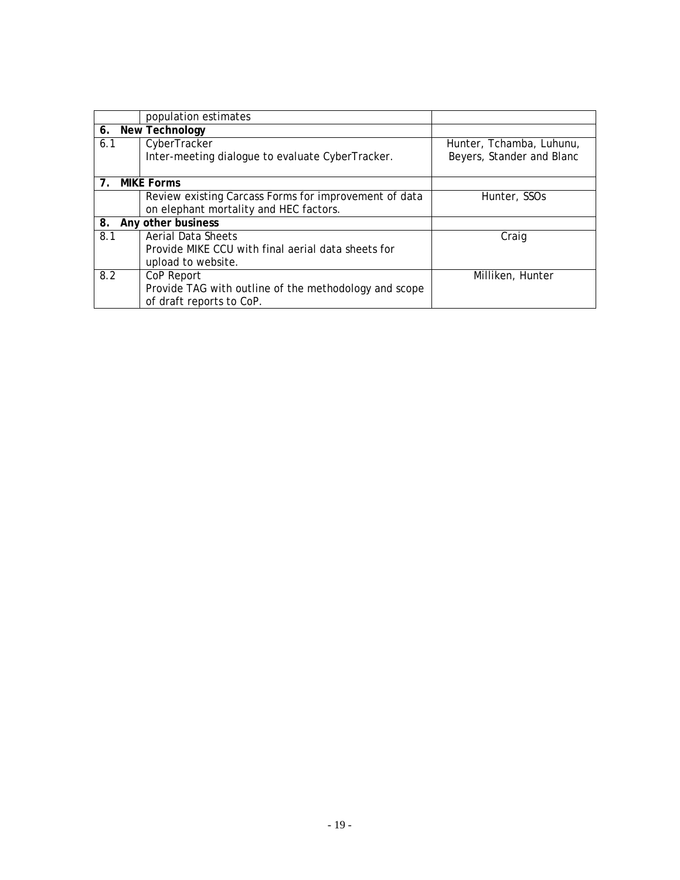| | | |
|---|---|---|
| | population estimates | |
| **6. New Technology** | | |
| 6.1 | CyberTracker<br>Inter-meeting dialogue to evaluate CyberTracker. | Hunter, Tchamba, Luhunu, Beyers, Stander and Blanc |
| **7. MIKE Forms** | | |
| | Review existing Carcass Forms for improvement of data on elephant mortality and HEC factors. | Hunter, SSOs |
| **8. Any other business** | | |
| 8.1 | Aerial Data Sheets<br>Provide MIKE CCU with final aerial data sheets for upload to website. | Craig |
| 8.2 | CoP Report<br>Provide TAG with outline of the methodology and scope of draft reports to CoP. | Milliken, Hunter |